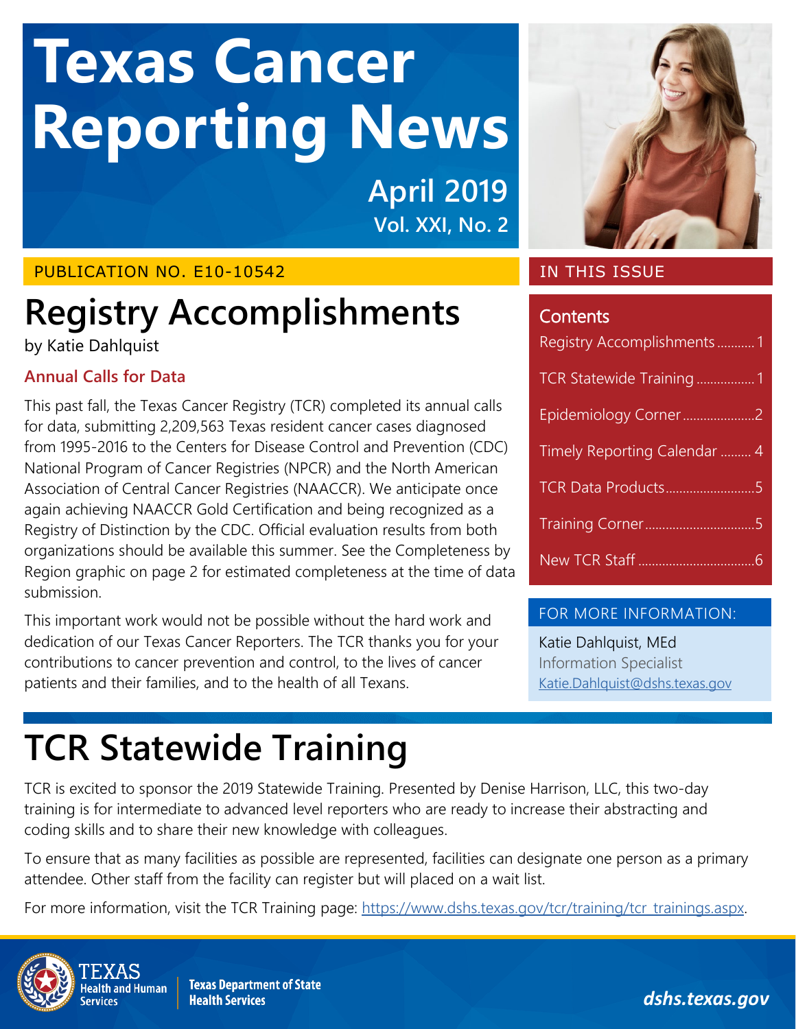# Texas Cancer Reporting News

**April 2019**
**Vol. XXI, No. 2**

PUBLICATION NO. E10-10542

## IN THIS ISSUE

**Contents**

- Registry Accomplishments ........... 1
- TCR Statewide Training ................. 1
- Epidemiology Corner ..................... 2
- Timely Reporting Calendar ......... 4
- TCR Data Products .......................... 5
- Training Corner ................................ 5
- New TCR Staff ................................. 6

## Registry Accomplishments

by Katie Dahlquist

### Annual Calls for Data

This past fall, the Texas Cancer Registry (TCR) completed its annual calls for data, submitting 2,209,563 Texas resident cancer cases diagnosed from 1995-2016 to the Centers for Disease Control and Prevention (CDC) National Program of Cancer Registries (NPCR) and the North American Association of Central Cancer Registries (NAACCR). We anticipate once again achieving NAACCR Gold Certification and being recognized as a Registry of Distinction by the CDC. Official evaluation results from both organizations should be available this summer. See the Completeness by Region graphic on page 2 for estimated completeness at the time of data submission.

This important work would not be possible without the hard work and dedication of our Texas Cancer Reporters. The TCR thanks you for your contributions to cancer prevention and control, to the lives of cancer patients and their families, and to the health of all Texans.

**FOR MORE INFORMATION:**

Katie Dahlquist, MEd
Information Specialist
Katie.Dahlquist@dshs.texas.gov

## TCR Statewide Training

TCR is excited to sponsor the 2019 Statewide Training. Presented by Denise Harrison, LLC, this two-day training is for intermediate to advanced level reporters who are ready to increase their abstracting and coding skills and to share their new knowledge with colleagues.

To ensure that as many facilities as possible are represented, facilities can designate one person as a primary attendee. Other staff from the facility can register but will placed on a wait list.

For more information, visit the TCR Training page: https://www.dshs.texas.gov/tcr/training/tcr_trainings.aspx.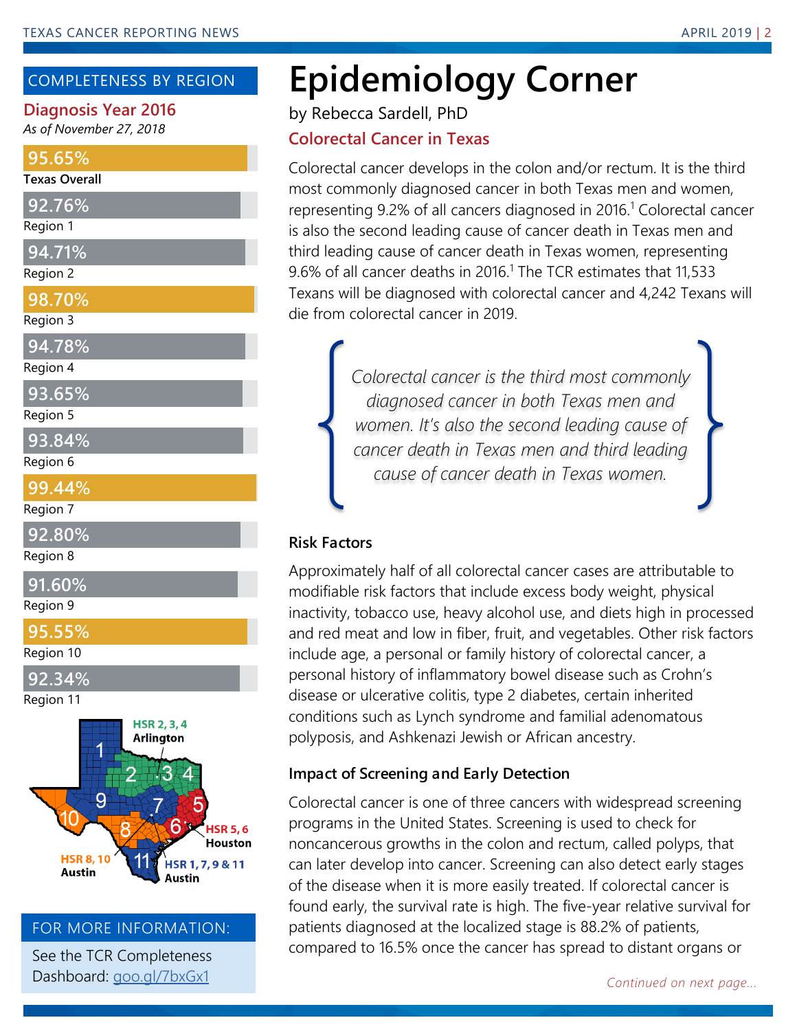## COMPLETENESS BY REGION

**Diagnosis Year 2016**

*As of November 27, 2018*

| Region | Completeness |
|---|---|
| Texas Overall | 95.65% |
| Region 1 | 92.76% |
| Region 2 | 94.71% |
| Region 3 | 98.70% |
| Region 4 | 94.78% |
| Region 5 | 93.65% |
| Region 6 | 93.84% |
| Region 7 | 99.44% |
| Region 8 | 92.80% |
| Region 9 | 91.60% |
| Region 10 | 95.55% |
| Region 11 | 92.34% |

HSR 2, 3, 4 Arlington

HSR 5, 6 Houston

HSR 8, 10 Austin

HSR 1, 7, 9 & 11 Austin

### FOR MORE INFORMATION:

See the TCR Completeness Dashboard: goo.gl/7bxGx1

# Epidemiology Corner

by Rebecca Sardell, PhD

## Colorectal Cancer in Texas

Colorectal cancer develops in the colon and/or rectum. It is the third most commonly diagnosed cancer in both Texas men and women, representing 9.2% of all cancers diagnosed in 2016.[1] Colorectal cancer is also the second leading cause of cancer death in Texas men and third leading cause of cancer death in Texas women, representing 9.6% of all cancer deaths in 2016.[1] The TCR estimates that 11,533 Texans will be diagnosed with colorectal cancer and 4,242 Texans will die from colorectal cancer in 2019.

> *Colorectal cancer is the third most commonly diagnosed cancer in both Texas men and women. It's also the second leading cause of cancer death in Texas men and third leading cause of cancer death in Texas women.*

### Risk Factors

Approximately half of all colorectal cancer cases are attributable to modifiable risk factors that include excess body weight, physical inactivity, tobacco use, heavy alcohol use, and diets high in processed and red meat and low in fiber, fruit, and vegetables. Other risk factors include age, a personal or family history of colorectal cancer, a personal history of inflammatory bowel disease such as Crohn's disease or ulcerative colitis, type 2 diabetes, certain inherited conditions such as Lynch syndrome and familial adenomatous polyposis, and Ashkenazi Jewish or African ancestry.

### Impact of Screening and Early Detection

Colorectal cancer is one of three cancers with widespread screening programs in the United States. Screening is used to check for noncancerous growths in the colon and rectum, called polyps, that can later develop into cancer. Screening can also detect early stages of the disease when it is more easily treated. If colorectal cancer is found early, the survival rate is high. The five-year relative survival for patients diagnosed at the localized stage is 88.2% of patients, compared to 16.5% once the cancer has spread to distant organs or

*Continued on next page...*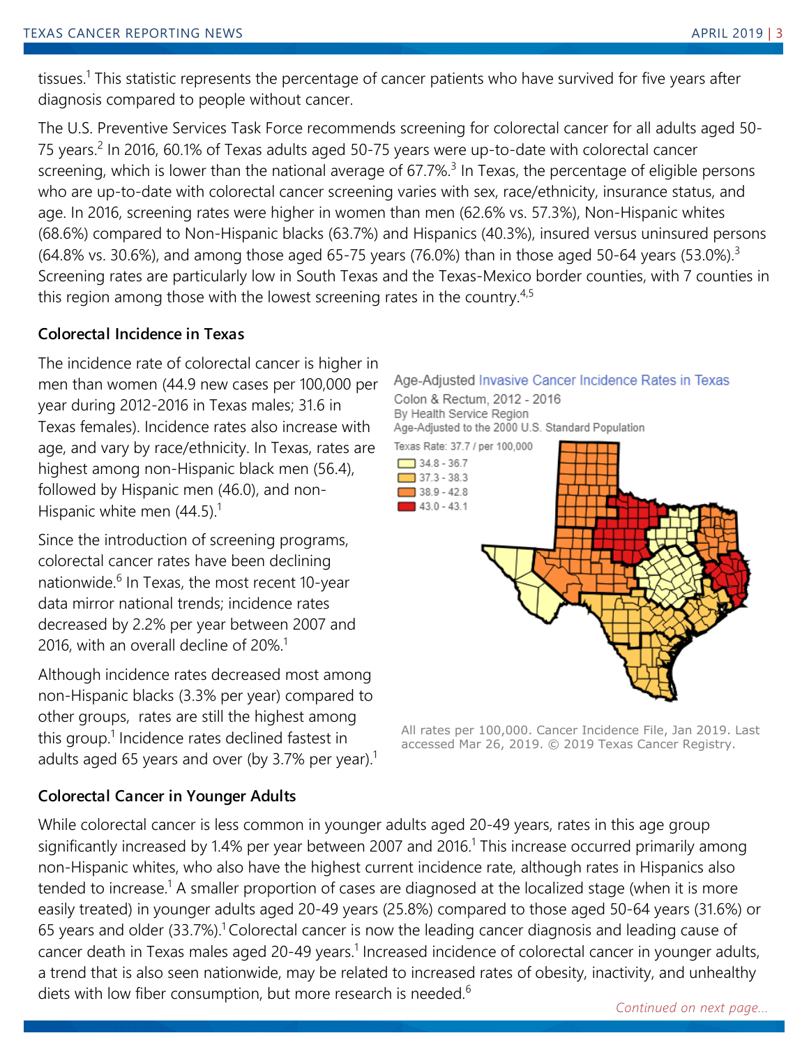tissues.[1] This statistic represents the percentage of cancer patients who have survived for five years after diagnosis compared to people without cancer.

The U.S. Preventive Services Task Force recommends screening for colorectal cancer for all adults aged 50-75 years.[2] In 2016, 60.1% of Texas adults aged 50-75 years were up-to-date with colorectal cancer screening, which is lower than the national average of 67.7%.[3] In Texas, the percentage of eligible persons who are up-to-date with colorectal cancer screening varies with sex, race/ethnicity, insurance status, and age. In 2016, screening rates were higher in women than men (62.6% vs. 57.3%), Non-Hispanic whites (68.6%) compared to Non-Hispanic blacks (63.7%) and Hispanics (40.3%), insured versus uninsured persons (64.8% vs. 30.6%), and among those aged 65-75 years (76.0%) than in those aged 50-64 years (53.0%).[3] Screening rates are particularly low in South Texas and the Texas-Mexico border counties, with 7 counties in this region among those with the lowest screening rates in the country.[4,5]

### Colorectal Incidence in Texas

The incidence rate of colorectal cancer is higher in men than women (44.9 new cases per 100,000 per year during 2012-2016 in Texas males; 31.6 in Texas females). Incidence rates also increase with age, and vary by race/ethnicity. In Texas, rates are highest among non-Hispanic black men (56.4), followed by Hispanic men (46.0), and non-Hispanic white men (44.5).[1]

Since the introduction of screening programs, colorectal cancer rates have been declining nationwide.[6] In Texas, the most recent 10-year data mirror national trends; incidence rates decreased by 2.2% per year between 2007 and 2016, with an overall decline of 20%.[1]

Although incidence rates decreased most among non-Hispanic blacks (3.3% per year) compared to other groups, rates are still the highest among this group.[1] Incidence rates declined fastest in adults aged 65 years and over (by 3.7% per year).[1]

Age-Adjusted Invasive Cancer Incidence Rates in Texas
Colon & Rectum, 2012 - 2016
By Health Service Region
Age-Adjusted to the 2000 U.S. Standard Population

Texas Rate: 37.7 / per 100,000
- 34.8 - 36.7
- 37.3 - 38.3
- 38.9 - 42.8
- 43.0 - 43.1

All rates per 100,000. Cancer Incidence File, Jan 2019. Last accessed Mar 26, 2019. © 2019 Texas Cancer Registry.

### Colorectal Cancer in Younger Adults

While colorectal cancer is less common in younger adults aged 20-49 years, rates in this age group significantly increased by 1.4% per year between 2007 and 2016.[1] This increase occurred primarily among non-Hispanic whites, who also have the highest current incidence rate, although rates in Hispanics also tended to increase.[1] A smaller proportion of cases are diagnosed at the localized stage (when it is more easily treated) in younger adults aged 20-49 years (25.8%) compared to those aged 50-64 years (31.6%) or 65 years and older (33.7%).[1] Colorectal cancer is now the leading cancer diagnosis and leading cause of cancer death in Texas males aged 20-49 years.[1] Increased incidence of colorectal cancer in younger adults, a trend that is also seen nationwide, may be related to increased rates of obesity, inactivity, and unhealthy diets with low fiber consumption, but more research is needed.[6]

*Continued on next page...*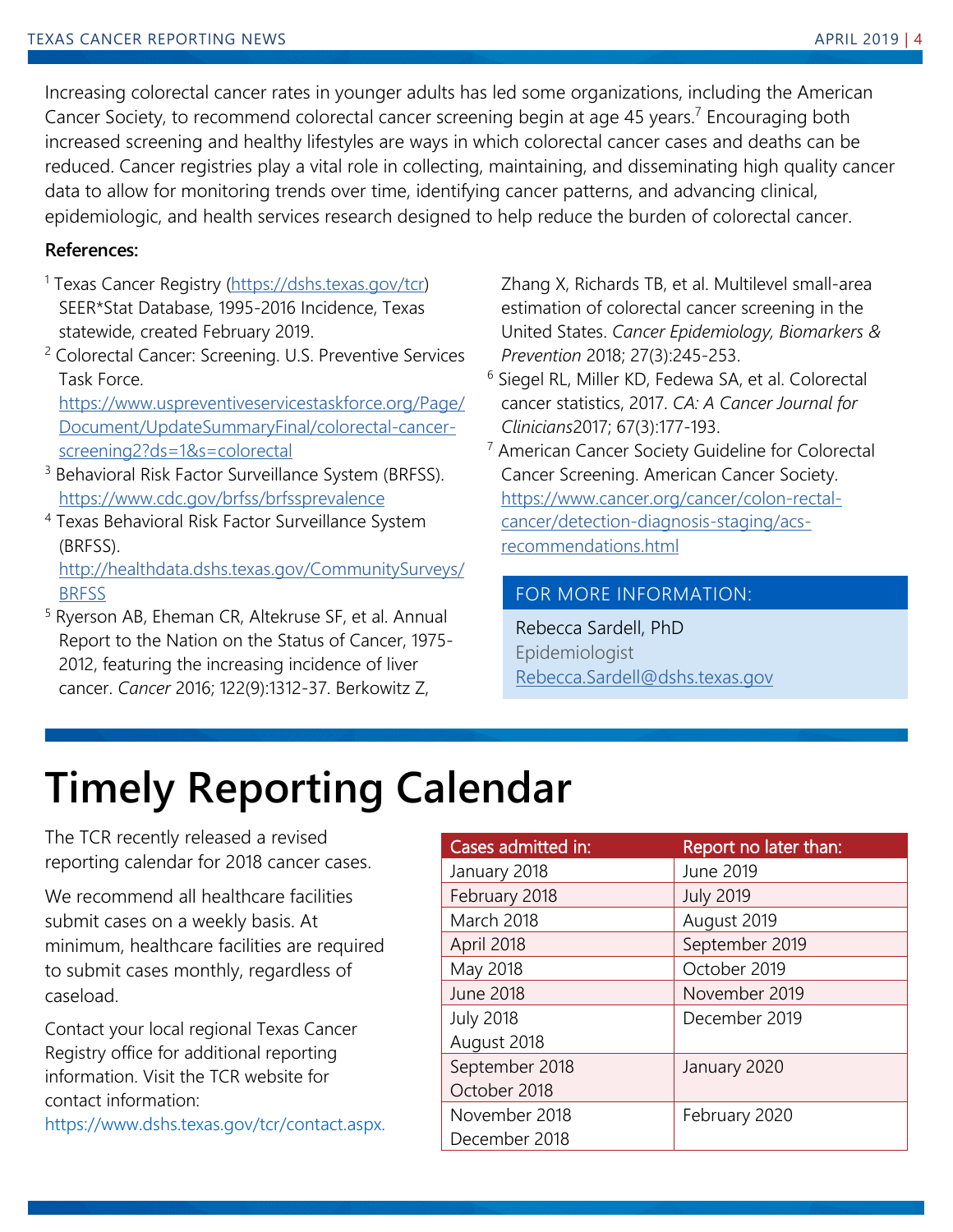Increasing colorectal cancer rates in younger adults has led some organizations, including the American Cancer Society, to recommend colorectal cancer screening begin at age 45 years.[7] Encouraging both increased screening and healthy lifestyles are ways in which colorectal cancer cases and deaths can be reduced. Cancer registries play a vital role in collecting, maintaining, and disseminating high quality cancer data to allow for monitoring trends over time, identifying cancer patterns, and advancing clinical, epidemiologic, and health services research designed to help reduce the burden of colorectal cancer.

**References:**

[1] Texas Cancer Registry (https://dshs.texas.gov/tcr) SEER*Stat Database, 1995-2016 Incidence, Texas statewide, created February 2019.

[2] Colorectal Cancer: Screening. U.S. Preventive Services Task Force. https://www.uspreventiveservicestaskforce.org/Page/Document/UpdateSummaryFinal/colorectal-cancer-screening2?ds=1&s=colorectal

[3] Behavioral Risk Factor Surveillance System (BRFSS). https://www.cdc.gov/brfss/brfssprevalence

[4] Texas Behavioral Risk Factor Surveillance System (BRFSS). http://healthdata.dshs.texas.gov/CommunitySurveys/BRFSS

[5] Ryerson AB, Eheman CR, Altekruse SF, et al. Annual Report to the Nation on the Status of Cancer, 1975-2012, featuring the increasing incidence of liver cancer. *Cancer* 2016; 122(9):1312-37. Berkowitz Z, Zhang X, Richards TB, et al. Multilevel small-area estimation of colorectal cancer screening in the United States. *Cancer Epidemiology, Biomarkers & Prevention* 2018; 27(3):245-253.

[6] Siegel RL, Miller KD, Fedewa SA, et al. Colorectal cancer statistics, 2017. *CA: A Cancer Journal for Clinicians*2017; 67(3):177-193.

[7] American Cancer Society Guideline for Colorectal Cancer Screening. American Cancer Society. https://www.cancer.org/cancer/colon-rectal-cancer/detection-diagnosis-staging/acs-recommendations.html

**FOR MORE INFORMATION:**

Rebecca Sardell, PhD
Epidemiologist
Rebecca.Sardell@dshs.texas.gov

# Timely Reporting Calendar

The TCR recently released a revised reporting calendar for 2018 cancer cases.

We recommend all healthcare facilities submit cases on a weekly basis. At minimum, healthcare facilities are required to submit cases monthly, regardless of caseload.

Contact your local regional Texas Cancer Registry office for additional reporting information. Visit the TCR website for contact information: https://www.dshs.texas.gov/tcr/contact.aspx.

| Cases admitted in: | Report no later than: |
|---|---|
| January 2018 | June 2019 |
| February 2018 | July 2019 |
| March 2018 | August 2019 |
| April 2018 | September 2019 |
| May 2018 | October 2019 |
| June 2018 | November 2019 |
| July 2018<br>August 2018 | December 2019 |
| September 2018<br>October 2018 | January 2020 |
| November 2018<br>December 2018 | February 2020 |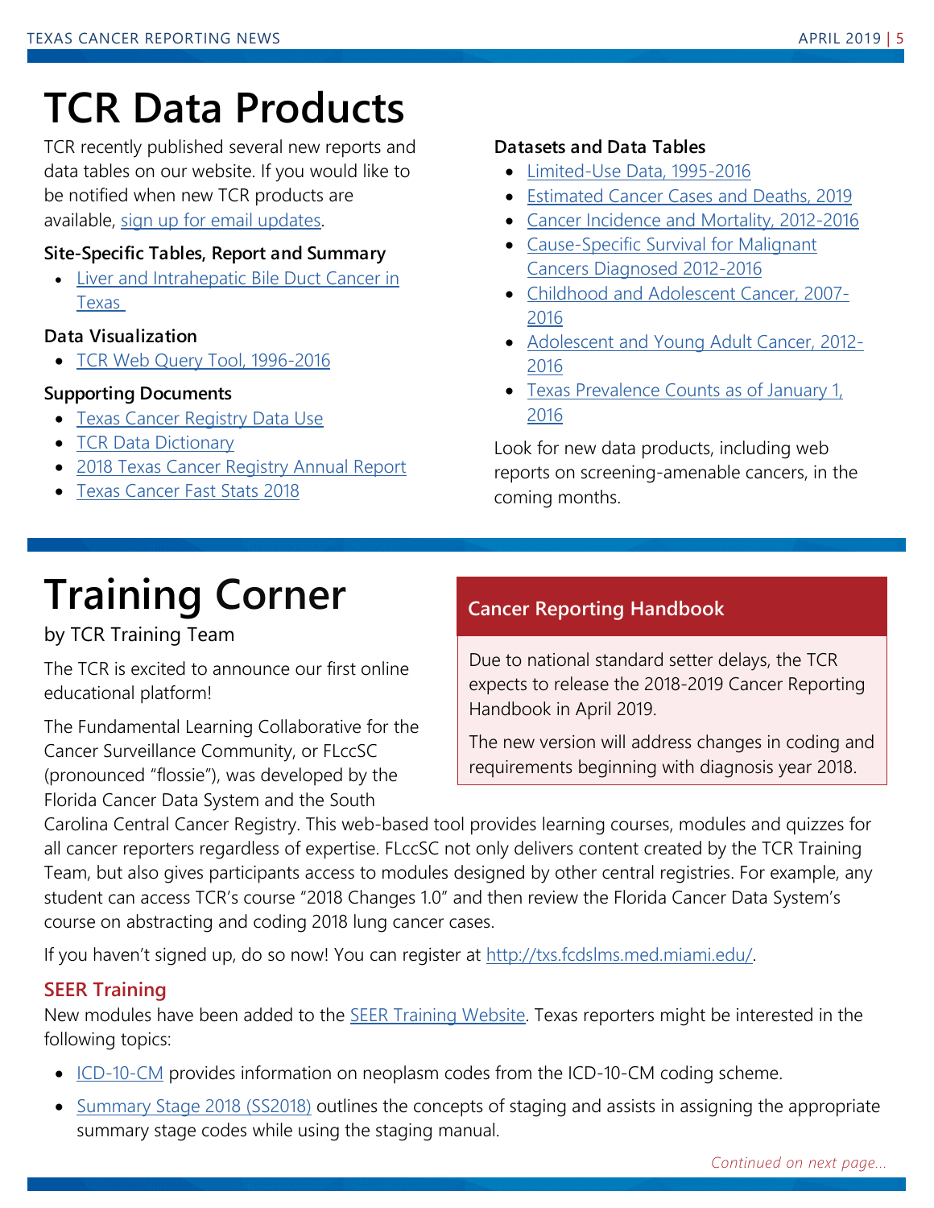# TCR Data Products

TCR recently published several new reports and data tables on our website. If you would like to be notified when new TCR products are available, sign up for email updates.

**Site-Specific Tables, Report and Summary**

- Liver and Intrahepatic Bile Duct Cancer in Texas

**Data Visualization**

- TCR Web Query Tool, 1996-2016

**Supporting Documents**

- Texas Cancer Registry Data Use
- TCR Data Dictionary
- 2018 Texas Cancer Registry Annual Report
- Texas Cancer Fast Stats 2018

**Datasets and Data Tables**

- Limited-Use Data, 1995-2016
- Estimated Cancer Cases and Deaths, 2019
- Cancer Incidence and Mortality, 2012-2016
- Cause-Specific Survival for Malignant Cancers Diagnosed 2012-2016
- Childhood and Adolescent Cancer, 2007-2016
- Adolescent and Young Adult Cancer, 2012-2016
- Texas Prevalence Counts as of January 1, 2016

Look for new data products, including web reports on screening-amenable cancers, in the coming months.

# Training Corner

by TCR Training Team

The TCR is excited to announce our first online educational platform!

The Fundamental Learning Collaborative for the Cancer Surveillance Community, or FLccSC (pronounced "flossie"), was developed by the Florida Cancer Data System and the South Carolina Central Cancer Registry. This web-based tool provides learning courses, modules and quizzes for all cancer reporters regardless of expertise. FLccSC not only delivers content created by the TCR Training Team, but also gives participants access to modules designed by other central registries. For example, any student can access TCR's course "2018 Changes 1.0" and then review the Florida Cancer Data System's course on abstracting and coding 2018 lung cancer cases.

If you haven't signed up, do so now! You can register at http://txs.fcdslms.med.miami.edu/.

### Cancer Reporting Handbook

Due to national standard setter delays, the TCR expects to release the 2018-2019 Cancer Reporting Handbook in April 2019.

The new version will address changes in coding and requirements beginning with diagnosis year 2018.

### SEER Training

New modules have been added to the SEER Training Website. Texas reporters might be interested in the following topics:

- ICD-10-CM provides information on neoplasm codes from the ICD-10-CM coding scheme.
- Summary Stage 2018 (SS2018) outlines the concepts of staging and assists in assigning the appropriate summary stage codes while using the staging manual.

*Continued on next page...*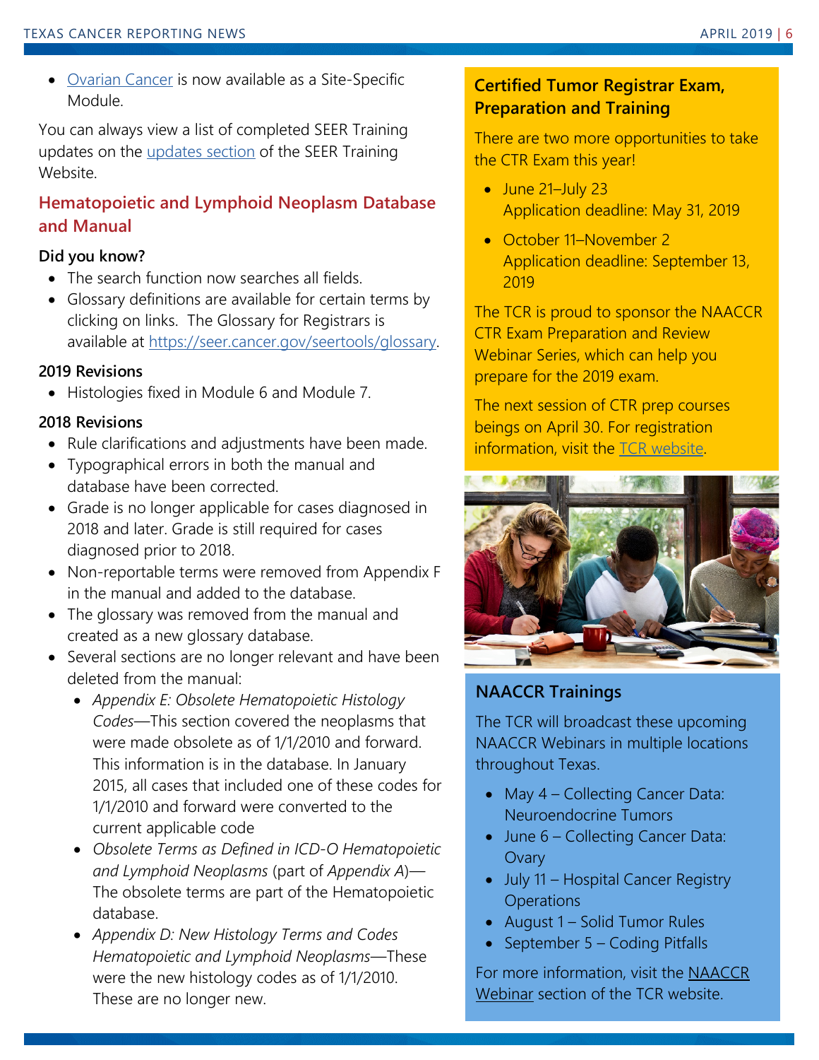- Ovarian Cancer is now available as a Site-Specific Module.

You can always view a list of completed SEER Training updates on the updates section of the SEER Training Website.

## Hematopoietic and Lymphoid Neoplasm Database and Manual

**Did you know?**

- The search function now searches all fields.
- Glossary definitions are available for certain terms by clicking on links. The Glossary for Registrars is available at https://seer.cancer.gov/seertools/glossary.

**2019 Revisions**

- Histologies fixed in Module 6 and Module 7.

**2018 Revisions**

- Rule clarifications and adjustments have been made.
- Typographical errors in both the manual and database have been corrected.
- Grade is no longer applicable for cases diagnosed in 2018 and later. Grade is still required for cases diagnosed prior to 2018.
- Non-reportable terms were removed from Appendix F in the manual and added to the database.
- The glossary was removed from the manual and created as a new glossary database.
- Several sections are no longer relevant and have been deleted from the manual:
  - *Appendix E: Obsolete Hematopoietic Histology Codes*—This section covered the neoplasms that were made obsolete as of 1/1/2010 and forward. This information is in the database. In January 2015, all cases that included one of these codes for 1/1/2010 and forward were converted to the current applicable code
  - *Obsolete Terms as Defined in ICD-O Hematopoietic and Lymphoid Neoplasms* (part of *Appendix A*)—The obsolete terms are part of the Hematopoietic database.
  - *Appendix D: New Histology Terms and Codes Hematopoietic and Lymphoid Neoplasms*—These were the new histology codes as of 1/1/2010. These are no longer new.

## Certified Tumor Registrar Exam, Preparation and Training

There are two more opportunities to take the CTR Exam this year!

- June 21–July 23
  Application deadline: May 31, 2019
- October 11–November 2
  Application deadline: September 13, 2019

The TCR is proud to sponsor the NAACCR CTR Exam Preparation and Review Webinar Series, which can help you prepare for the 2019 exam.

The next session of CTR prep courses beings on April 30. For registration information, visit the TCR website.

## NAACCR Trainings

The TCR will broadcast these upcoming NAACCR Webinars in multiple locations throughout Texas.

- May 4 – Collecting Cancer Data: Neuroendocrine Tumors
- June 6 – Collecting Cancer Data: Ovary
- July 11 – Hospital Cancer Registry Operations
- August 1 – Solid Tumor Rules
- September 5 – Coding Pitfalls

For more information, visit the NAACCR Webinar section of the TCR website.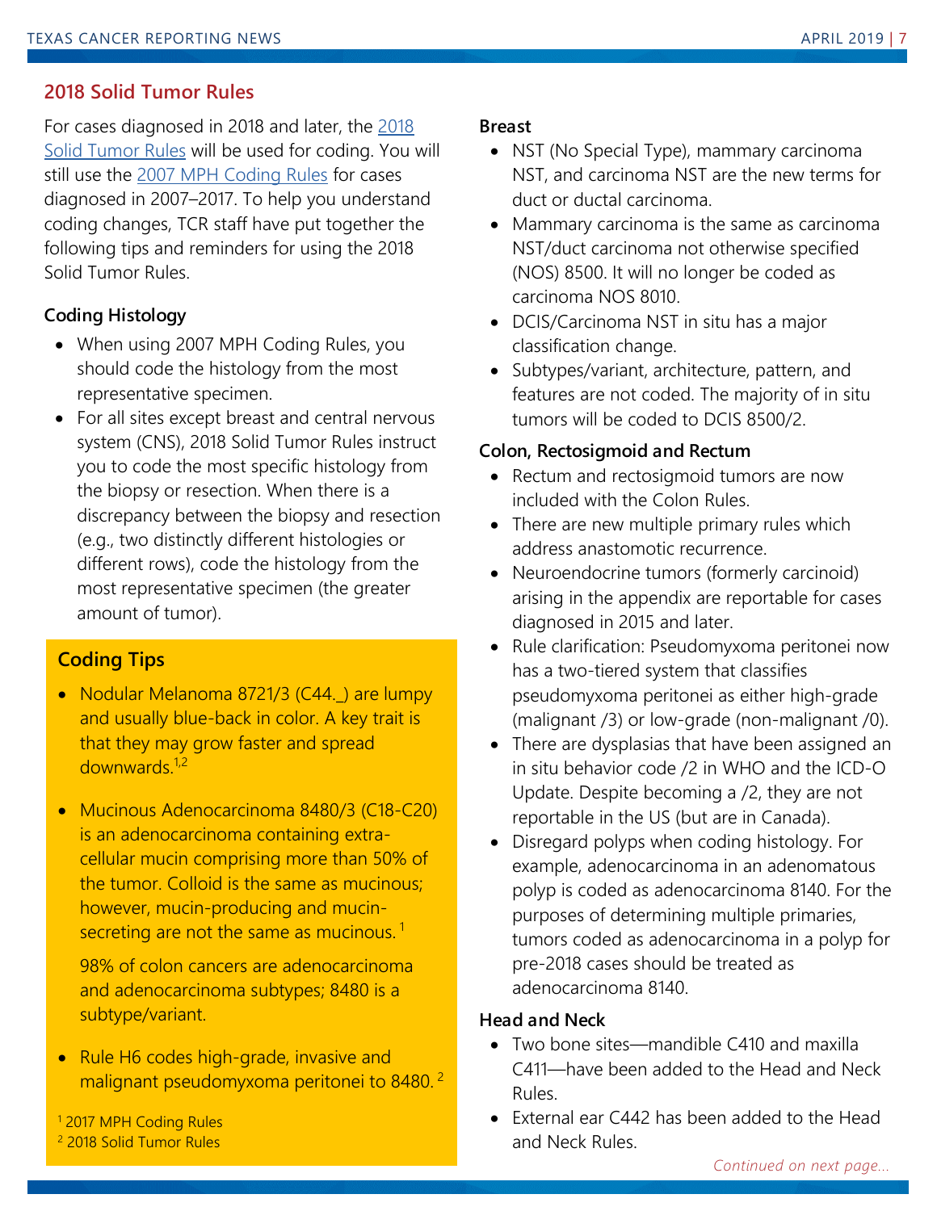## 2018 Solid Tumor Rules

For cases diagnosed in 2018 and later, the 2018 Solid Tumor Rules will be used for coding. You will still use the 2007 MPH Coding Rules for cases diagnosed in 2007–2017. To help you understand coding changes, TCR staff have put together the following tips and reminders for using the 2018 Solid Tumor Rules.

### Coding Histology

- When using 2007 MPH Coding Rules, you should code the histology from the most representative specimen.
- For all sites except breast and central nervous system (CNS), 2018 Solid Tumor Rules instruct you to code the most specific histology from the biopsy or resection. When there is a discrepancy between the biopsy and resection (e.g., two distinctly different histologies or different rows), code the histology from the most representative specimen (the greater amount of tumor).

### Coding Tips

- Nodular Melanoma 8721/3 (C44._) are lumpy and usually blue-back in color. A key trait is that they may grow faster and spread downwards.[1,2]
- Mucinous Adenocarcinoma 8480/3 (C18-C20) is an adenocarcinoma containing extra-cellular mucin comprising more than 50% of the tumor. Colloid is the same as mucinous; however, mucin-producing and mucin-secreting are not the same as mucinous.[1]

  98% of colon cancers are adenocarcinoma and adenocarcinoma subtypes; 8480 is a subtype/variant.
- Rule H6 codes high-grade, invasive and malignant pseudomyxoma peritonei to 8480.[2]

[1] 2017 MPH Coding Rules
[2] 2018 Solid Tumor Rules

### Breast

- NST (No Special Type), mammary carcinoma NST, and carcinoma NST are the new terms for duct or ductal carcinoma.
- Mammary carcinoma is the same as carcinoma NST/duct carcinoma not otherwise specified (NOS) 8500. It will no longer be coded as carcinoma NOS 8010.
- DCIS/Carcinoma NST in situ has a major classification change.
- Subtypes/variant, architecture, pattern, and features are not coded. The majority of in situ tumors will be coded to DCIS 8500/2.

### Colon, Rectosigmoid and Rectum

- Rectum and rectosigmoid tumors are now included with the Colon Rules.
- There are new multiple primary rules which address anastomotic recurrence.
- Neuroendocrine tumors (formerly carcinoid) arising in the appendix are reportable for cases diagnosed in 2015 and later.
- Rule clarification: Pseudomyxoma peritonei now has a two-tiered system that classifies pseudomyxoma peritonei as either high-grade (malignant /3) or low-grade (non-malignant /0).
- There are dysplasias that have been assigned an in situ behavior code /2 in WHO and the ICD-O Update. Despite becoming a /2, they are not reportable in the US (but are in Canada).
- Disregard polyps when coding histology. For example, adenocarcinoma in an adenomatous polyp is coded as adenocarcinoma 8140. For the purposes of determining multiple primaries, tumors coded as adenocarcinoma in a polyp for pre-2018 cases should be treated as adenocarcinoma 8140.

### Head and Neck

- Two bone sites—mandible C410 and maxilla C411—have been added to the Head and Neck Rules.
- External ear C442 has been added to the Head and Neck Rules.

*Continued on next page...*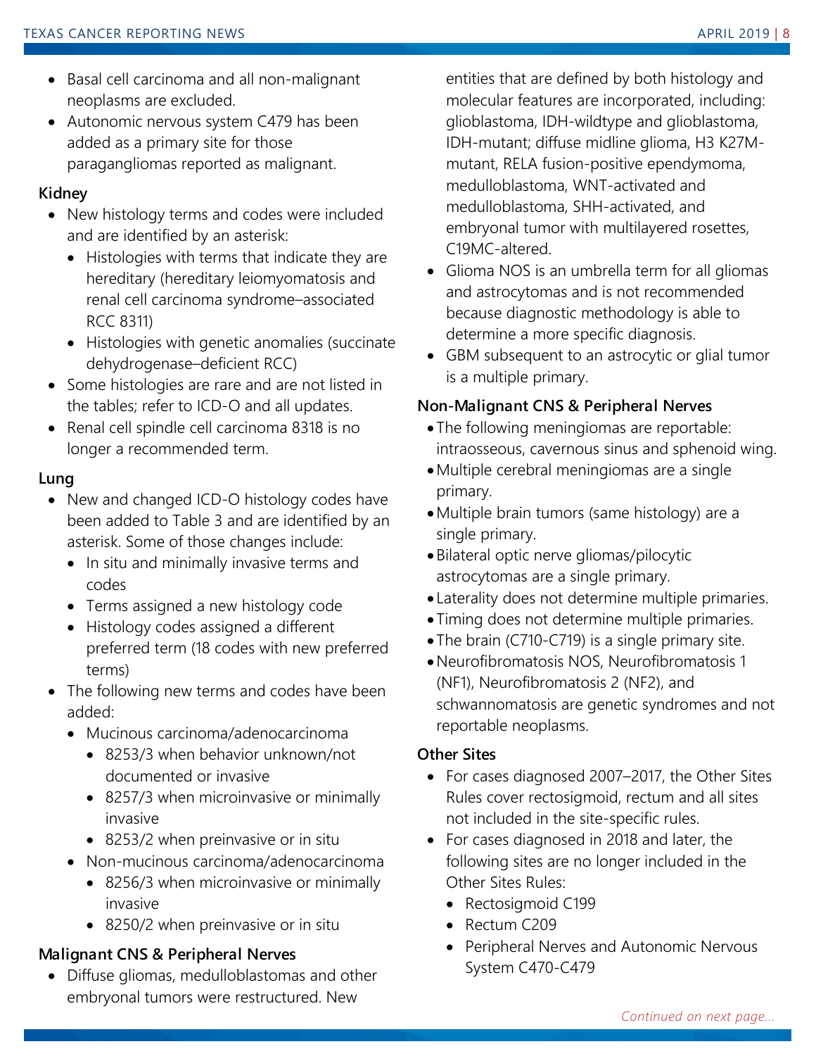- Basal cell carcinoma and all non-malignant neoplasms are excluded.
- Autonomic nervous system C479 has been added as a primary site for those paragangliomas reported as malignant.

**Kidney**

- New histology terms and codes were included and are identified by an asterisk:
  - Histologies with terms that indicate they are hereditary (hereditary leiomyomatosis and renal cell carcinoma syndrome–associated RCC 8311)
  - Histologies with genetic anomalies (succinate dehydrogenase–deficient RCC)
- Some histologies are rare and are not listed in the tables; refer to ICD-O and all updates.
- Renal cell spindle cell carcinoma 8318 is no longer a recommended term.

**Lung**

- New and changed ICD-O histology codes have been added to Table 3 and are identified by an asterisk. Some of those changes include:
  - In situ and minimally invasive terms and codes
  - Terms assigned a new histology code
  - Histology codes assigned a different preferred term (18 codes with new preferred terms)
- The following new terms and codes have been added:
  - Mucinous carcinoma/adenocarcinoma
    - 8253/3 when behavior unknown/not documented or invasive
    - 8257/3 when microinvasive or minimally invasive
    - 8253/2 when preinvasive or in situ
  - Non-mucinous carcinoma/adenocarcinoma
    - 8256/3 when microinvasive or minimally invasive
    - 8250/2 when preinvasive or in situ

**Malignant CNS & Peripheral Nerves**

- Diffuse gliomas, medulloblastomas and other embryonal tumors were restructured. New entities that are defined by both histology and molecular features are incorporated, including: glioblastoma, IDH-wildtype and glioblastoma, IDH-mutant; diffuse midline glioma, H3 K27M-mutant, RELA fusion-positive ependymoma, medulloblastoma, WNT-activated and medulloblastoma, SHH-activated, and embryonal tumor with multilayered rosettes, C19MC-altered.
- Glioma NOS is an umbrella term for all gliomas and astrocytomas and is not recommended because diagnostic methodology is able to determine a more specific diagnosis.
- GBM subsequent to an astrocytic or glial tumor is a multiple primary.

**Non-Malignant CNS & Peripheral Nerves**

- The following meningiomas are reportable: intraosseous, cavernous sinus and sphenoid wing.
- Multiple cerebral meningiomas are a single primary.
- Multiple brain tumors (same histology) are a single primary.
- Bilateral optic nerve gliomas/pilocytic astrocytomas are a single primary.
- Laterality does not determine multiple primaries.
- Timing does not determine multiple primaries.
- The brain (C710-C719) is a single primary site.
- Neurofibromatosis NOS, Neurofibromatosis 1 (NF1), Neurofibromatosis 2 (NF2), and schwannomatosis are genetic syndromes and not reportable neoplasms.

**Other Sites**

- For cases diagnosed 2007–2017, the Other Sites Rules cover rectosigmoid, rectum and all sites not included in the site-specific rules.
- For cases diagnosed in 2018 and later, the following sites are no longer included in the Other Sites Rules:
  - Rectosigmoid C199
  - Rectum C209
  - Peripheral Nerves and Autonomic Nervous System C470-C479

*Continued on next page...*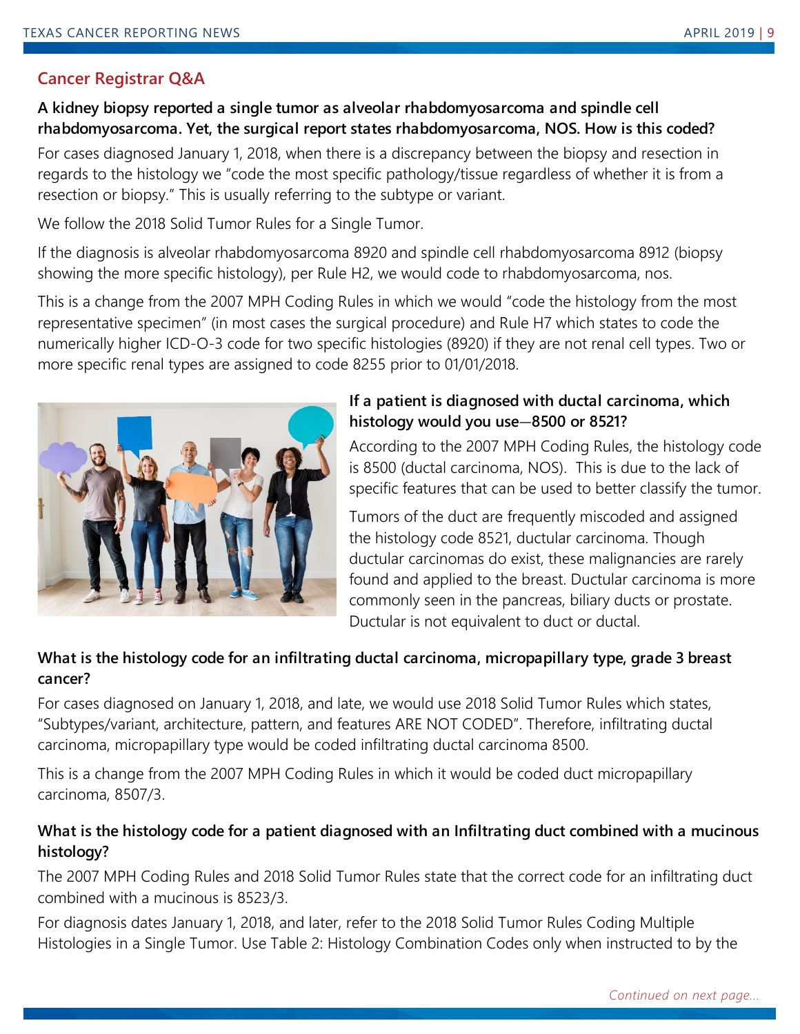## Cancer Registrar Q&A

**A kidney biopsy reported a single tumor as alveolar rhabdomyosarcoma and spindle cell rhabdomyosarcoma. Yet, the surgical report states rhabdomyosarcoma, NOS. How is this coded?**

For cases diagnosed January 1, 2018, when there is a discrepancy between the biopsy and resection in regards to the histology we "code the most specific pathology/tissue regardless of whether it is from a resection or biopsy." This is usually referring to the subtype or variant.

We follow the 2018 Solid Tumor Rules for a Single Tumor.

If the diagnosis is alveolar rhabdomyosarcoma 8920 and spindle cell rhabdomyosarcoma 8912 (biopsy showing the more specific histology), per Rule H2, we would code to rhabdomyosarcoma, nos.

This is a change from the 2007 MPH Coding Rules in which we would "code the histology from the most representative specimen" (in most cases the surgical procedure) and Rule H7 which states to code the numerically higher ICD-O-3 code for two specific histologies (8920) if they are not renal cell types. Two or more specific renal types are assigned to code 8255 prior to 01/01/2018.

**If a patient is diagnosed with ductal carcinoma, which histology would you use—8500 or 8521?**

According to the 2007 MPH Coding Rules, the histology code is 8500 (ductal carcinoma, NOS). This is due to the lack of specific features that can be used to better classify the tumor.

Tumors of the duct are frequently miscoded and assigned the histology code 8521, ductular carcinoma. Though ductular carcinomas do exist, these malignancies are rarely found and applied to the breast. Ductular carcinoma is more commonly seen in the pancreas, biliary ducts or prostate. Ductular is not equivalent to duct or ductal.

**What is the histology code for an infiltrating ductal carcinoma, micropapillary type, grade 3 breast cancer?**

For cases diagnosed on January 1, 2018, and late, we would use 2018 Solid Tumor Rules which states, "Subtypes/variant, architecture, pattern, and features ARE NOT CODED". Therefore, infiltrating ductal carcinoma, micropapillary type would be coded infiltrating ductal carcinoma 8500.

This is a change from the 2007 MPH Coding Rules in which it would be coded duct micropapillary carcinoma, 8507/3.

**What is the histology code for a patient diagnosed with an Infiltrating duct combined with a mucinous histology?**

The 2007 MPH Coding Rules and 2018 Solid Tumor Rules state that the correct code for an infiltrating duct combined with a mucinous is 8523/3.

For diagnosis dates January 1, 2018, and later, refer to the 2018 Solid Tumor Rules Coding Multiple Histologies in a Single Tumor. Use Table 2: Histology Combination Codes only when instructed to by the

*Continued on next page...*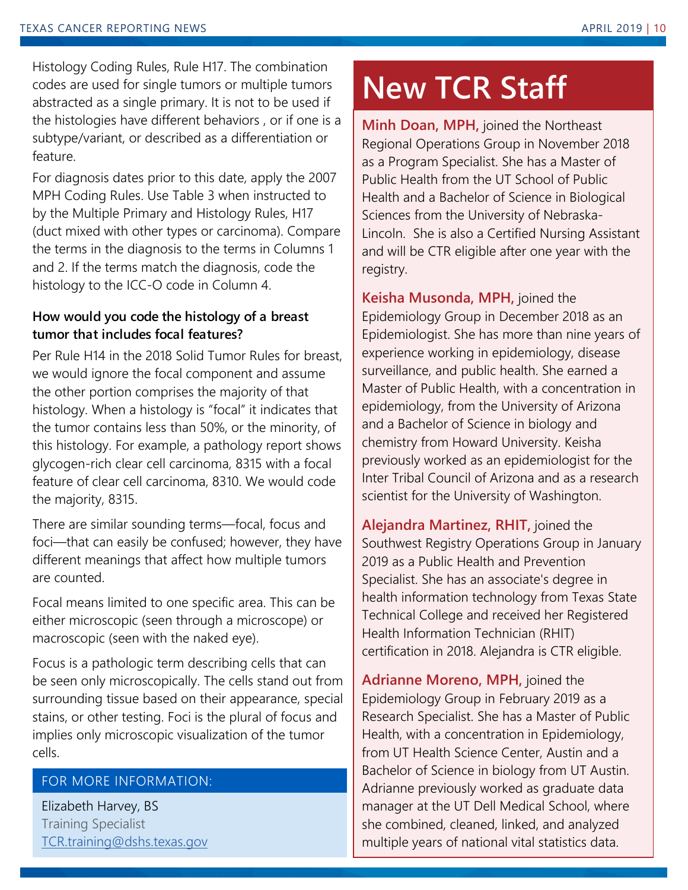Histology Coding Rules, Rule H17. The combination codes are used for single tumors or multiple tumors abstracted as a single primary. It is not to be used if the histologies have different behaviors , or if one is a subtype/variant, or described as a differentiation or feature.

For diagnosis dates prior to this date, apply the 2007 MPH Coding Rules. Use Table 3 when instructed to by the Multiple Primary and Histology Rules, H17 (duct mixed with other types or carcinoma). Compare the terms in the diagnosis to the terms in Columns 1 and 2. If the terms match the diagnosis, code the histology to the ICC-O code in Column 4.

**How would you code the histology of a breast tumor that includes focal features?**

Per Rule H14 in the 2018 Solid Tumor Rules for breast, we would ignore the focal component and assume the other portion comprises the majority of that histology. When a histology is "focal" it indicates that the tumor contains less than 50%, or the minority, of this histology. For example, a pathology report shows glycogen-rich clear cell carcinoma, 8315 with a focal feature of clear cell carcinoma, 8310. We would code the majority, 8315.

There are similar sounding terms—focal, focus and foci—that can easily be confused; however, they have different meanings that affect how multiple tumors are counted.

Focal means limited to one specific area. This can be either microscopic (seen through a microscope) or macroscopic (seen with the naked eye).

Focus is a pathologic term describing cells that can be seen only microscopically. The cells stand out from surrounding tissue based on their appearance, special stains, or other testing. Foci is the plural of focus and implies only microscopic visualization of the tumor cells.

FOR MORE INFORMATION:

Elizabeth Harvey, BS
Training Specialist
TCR.training@dshs.texas.gov

# New TCR Staff

**Minh Doan, MPH,** joined the Northeast Regional Operations Group in November 2018 as a Program Specialist. She has a Master of Public Health from the UT School of Public Health and a Bachelor of Science in Biological Sciences from the University of Nebraska-Lincoln. She is also a Certified Nursing Assistant and will be CTR eligible after one year with the registry.

**Keisha Musonda, MPH,** joined the Epidemiology Group in December 2018 as an Epidemiologist. She has more than nine years of experience working in epidemiology, disease surveillance, and public health. She earned a Master of Public Health, with a concentration in epidemiology, from the University of Arizona and a Bachelor of Science in biology and chemistry from Howard University. Keisha previously worked as an epidemiologist for the Inter Tribal Council of Arizona and as a research scientist for the University of Washington.

**Alejandra Martinez, RHIT,** joined the Southwest Registry Operations Group in January 2019 as a Public Health and Prevention Specialist. She has an associate's degree in health information technology from Texas State Technical College and received her Registered Health Information Technician (RHIT) certification in 2018. Alejandra is CTR eligible.

**Adrianne Moreno, MPH,** joined the Epidemiology Group in February 2019 as a Research Specialist. She has a Master of Public Health, with a concentration in Epidemiology, from UT Health Science Center, Austin and a Bachelor of Science in biology from UT Austin. Adrianne previously worked as graduate data manager at the UT Dell Medical School, where she combined, cleaned, linked, and analyzed multiple years of national vital statistics data.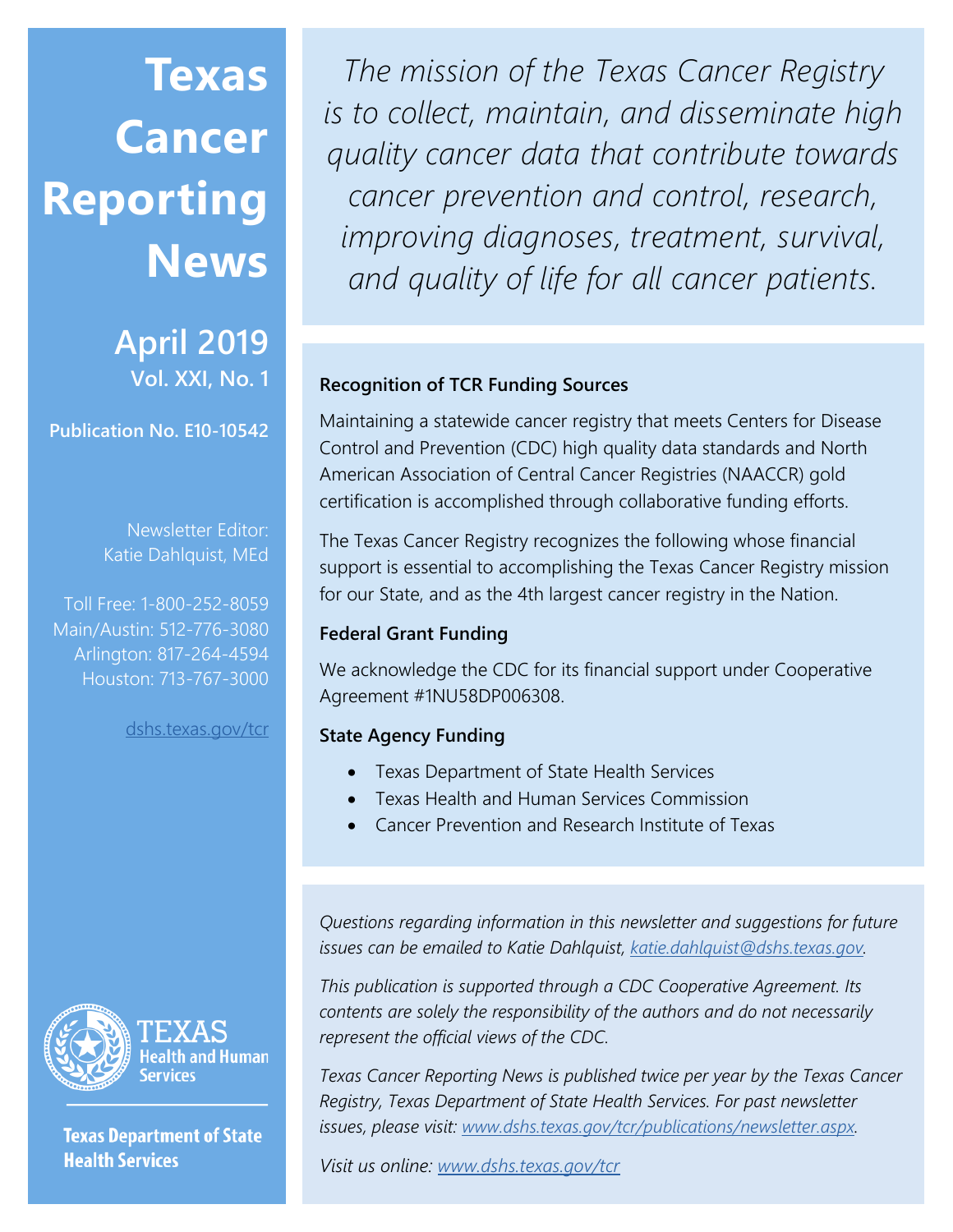# Texas Cancer Reporting News

## April 2019

**Vol. XXI, No. 1**

**Publication No. E10-10542**

Newsletter Editor:
Katie Dahlquist, MEd

Toll Free: 1-800-252-8059
Main/Austin: 512-776-3080
Arlington: 817-264-4594
Houston: 713-767-3000

dshs.texas.gov/tcr

*The mission of the Texas Cancer Registry is to collect, maintain, and disseminate high quality cancer data that contribute towards cancer prevention and control, research, improving diagnoses, treatment, survival, and quality of life for all cancer patients.*

### Recognition of TCR Funding Sources

Maintaining a statewide cancer registry that meets Centers for Disease Control and Prevention (CDC) high quality data standards and North American Association of Central Cancer Registries (NAACCR) gold certification is accomplished through collaborative funding efforts.

The Texas Cancer Registry recognizes the following whose financial support is essential to accomplishing the Texas Cancer Registry mission for our State, and as the 4th largest cancer registry in the Nation.

### Federal Grant Funding

We acknowledge the CDC for its financial support under Cooperative Agreement #1NU58DP006308.

### State Agency Funding

- Texas Department of State Health Services
- Texas Health and Human Services Commission
- Cancer Prevention and Research Institute of Texas

*Questions regarding information in this newsletter and suggestions for future issues can be emailed to Katie Dahlquist, katie.dahlquist@dshs.texas.gov.*

*This publication is supported through a CDC Cooperative Agreement. Its contents are solely the responsibility of the authors and do not necessarily represent the official views of the CDC.*

*Texas Cancer Reporting News is published twice per year by the Texas Cancer Registry, Texas Department of State Health Services. For past newsletter issues, please visit: www.dshs.texas.gov/tcr/publications/newsletter.aspx.*

*Visit us online: www.dshs.texas.gov/tcr*

TEXAS Health and Human Services

Texas Department of State Health Services